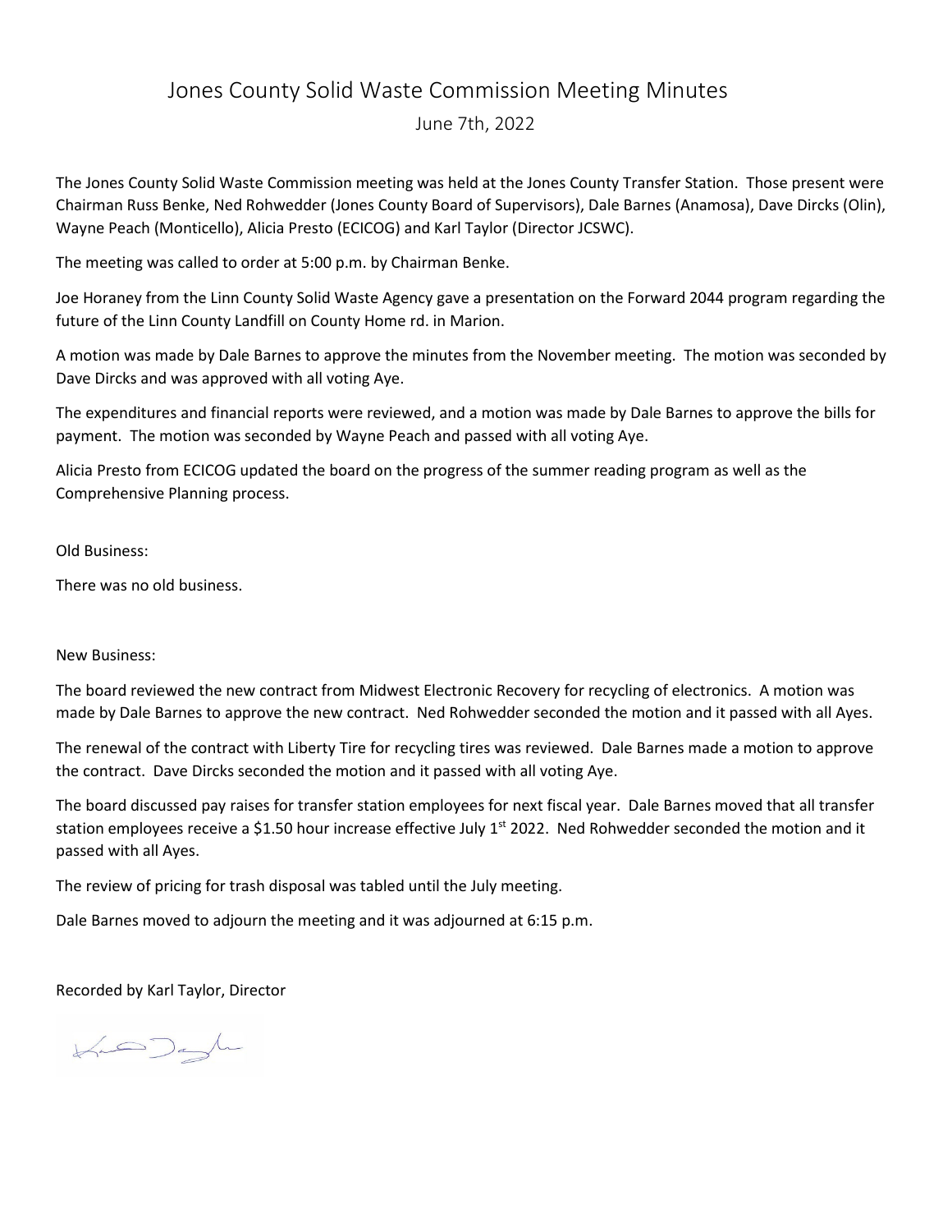# Jones County Solid Waste Commission Meeting Minutes

June 7th, 2022

The Jones County Solid Waste Commission meeting was held at the Jones County Transfer Station. Those present were Chairman Russ Benke, Ned Rohwedder (Jones County Board of Supervisors), Dale Barnes (Anamosa), Dave Dircks (Olin), Wayne Peach (Monticello), Alicia Presto (ECICOG) and Karl Taylor (Director JCSWC).

The meeting was called to order at 5:00 p.m. by Chairman Benke.

Joe Horaney from the Linn County Solid Waste Agency gave a presentation on the Forward 2044 program regarding the future of the Linn County Landfill on County Home rd. in Marion.

A motion was made by Dale Barnes to approve the minutes from the November meeting. The motion was seconded by Dave Dircks and was approved with all voting Aye.

The expenditures and financial reports were reviewed, and a motion was made by Dale Barnes to approve the bills for payment. The motion was seconded by Wayne Peach and passed with all voting Aye.

Alicia Presto from ECICOG updated the board on the progress of the summer reading program as well as the Comprehensive Planning process.

Old Business:

There was no old business.

New Business:

The board reviewed the new contract from Midwest Electronic Recovery for recycling of electronics. A motion was made by Dale Barnes to approve the new contract. Ned Rohwedder seconded the motion and it passed with all Ayes.

The renewal of the contract with Liberty Tire for recycling tires was reviewed. Dale Barnes made a motion to approve the contract. Dave Dircks seconded the motion and it passed with all voting Aye.

The board discussed pay raises for transfer station employees for next fiscal year. Dale Barnes moved that all transfer station employees receive a $1.50 hour increase effective July 1st 2022. Ned Rohwedder seconded the motion and it passed with all Ayes.

The review of pricing for trash disposal was tabled until the July meeting.

Dale Barnes moved to adjourn the meeting and it was adjourned at 6:15 p.m.

Recorded by Karl Taylor, Director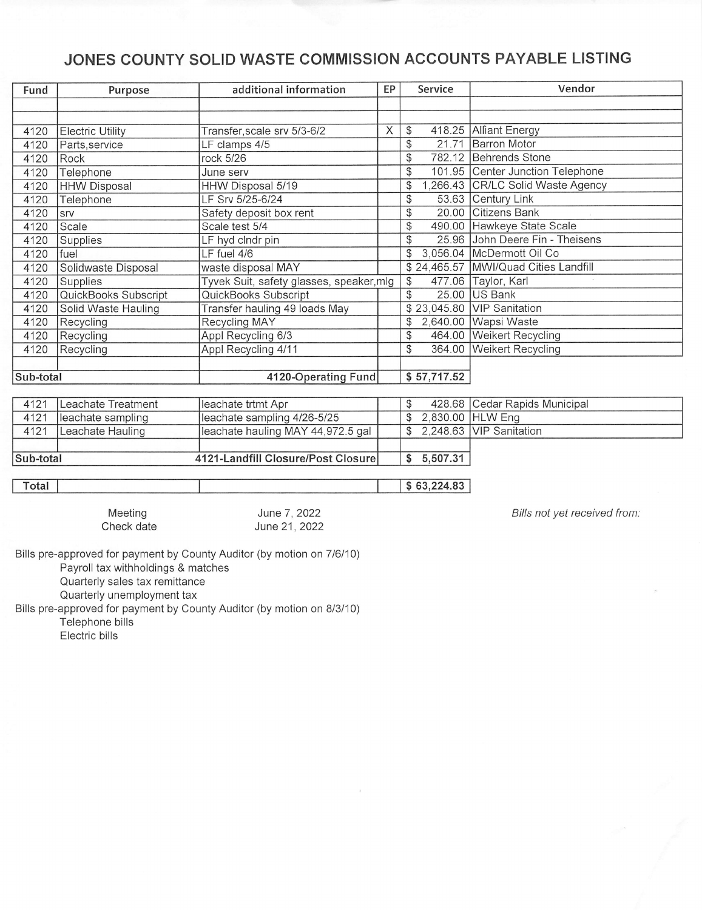# JONES COUNTY SOLID WASTE COMMISSION ACCOUNTS PAYABLE LISTING

| Fund | Purpose | additional information | EP | Service | Vendor |
|---|---|---|---|---|---|
| | | | | | |
| | | | | | |
| 4120 | Electric Utility | Transfer,scale srv 5/3-6/2 | X | $ 418.25 | Alliant Energy |
| 4120 | Parts,service | LF clamps 4/5 | | $ 21.71 | Barron Motor |
| 4120 | Rock | rock 5/26 | | $ 782.12 | Behrends Stone |
| 4120 | Telephone | June serv | | $ 101.95 | Center Junction Telephone |
| 4120 | HHW Disposal | HHW Disposal 5/19 | | $ 1,266.43 | CR/LC Solid Waste Agency |
| 4120 | Telephone | LF Srv 5/25-6/24 | | $ 53.63 | Century Link |
| 4120 | srv | Safety deposit box rent | | $ 20.00 | Citizens Bank |
| 4120 | Scale | Scale test 5/4 | | $ 490.00 | Hawkeye State Scale |
| 4120 | Supplies | LF hyd clndr pin | | $ 25.96 | John Deere Fin - Theisens |
| 4120 | fuel | LF fuel 4/6 | | $ 3,056.04 | McDermott Oil Co |
| 4120 | Solidwaste Disposal | waste disposal MAY | | $ 24,465.57 | MWI/Quad Cities Landfill |
| 4120 | Supplies | Tyvek Suit, safety glasses, speaker,mlg | | $ 477.06 | Taylor, Karl |
| 4120 | QuickBooks Subscript | QuickBooks Subscript | | $ 25.00 | US Bank |
| 4120 | Solid Waste Hauling | Transfer hauling 49 loads May | | $ 23,045.80 | VIP Sanitation |
| 4120 | Recycling | Recycling MAY | | $ 2,640.00 | Wapsi Waste |
| 4120 | Recycling | Appl Recycling 6/3 | | $ 464.00 | Weikert Recycling |
| 4120 | Recycling | Appl Recycling 4/11 | | $ 364.00 | Weikert Recycling |
| | | | | | |
| **Sub-total** | | **4120-Operating Fund** | | **$ 57,717.52** | |
| 4121 | Leachate Treatment | leachate trtmt Apr | | $ 428.68 | Cedar Rapids Municipal |
| 4121 | leachate sampling | leachate sampling 4/26-5/25 | | $ 2,830.00 | HLW Eng |
| 4121 | Leachate Hauling | leachate hauling MAY 44,972.5 gal | | $ 2,248.63 | VIP Sanitation |
| | | | | | |
| **Sub-total** | | **4121-Landfill Closure/Post Closure** | | **$ 5,507.31** | |
| **Total** | | | | **$ 63,224.83** | |

Meeting June 7, 2022
Check date June 21, 2022

*Bills not yet received from:*

Bills pre-approved for payment by County Auditor (by motion on 7/6/10)
- Payroll tax withholdings & matches
- Quarterly sales tax remittance
- Quarterly unemployment tax

Bills pre-approved for payment by County Auditor (by motion on 8/3/10)
- Telephone bills
- Electric bills